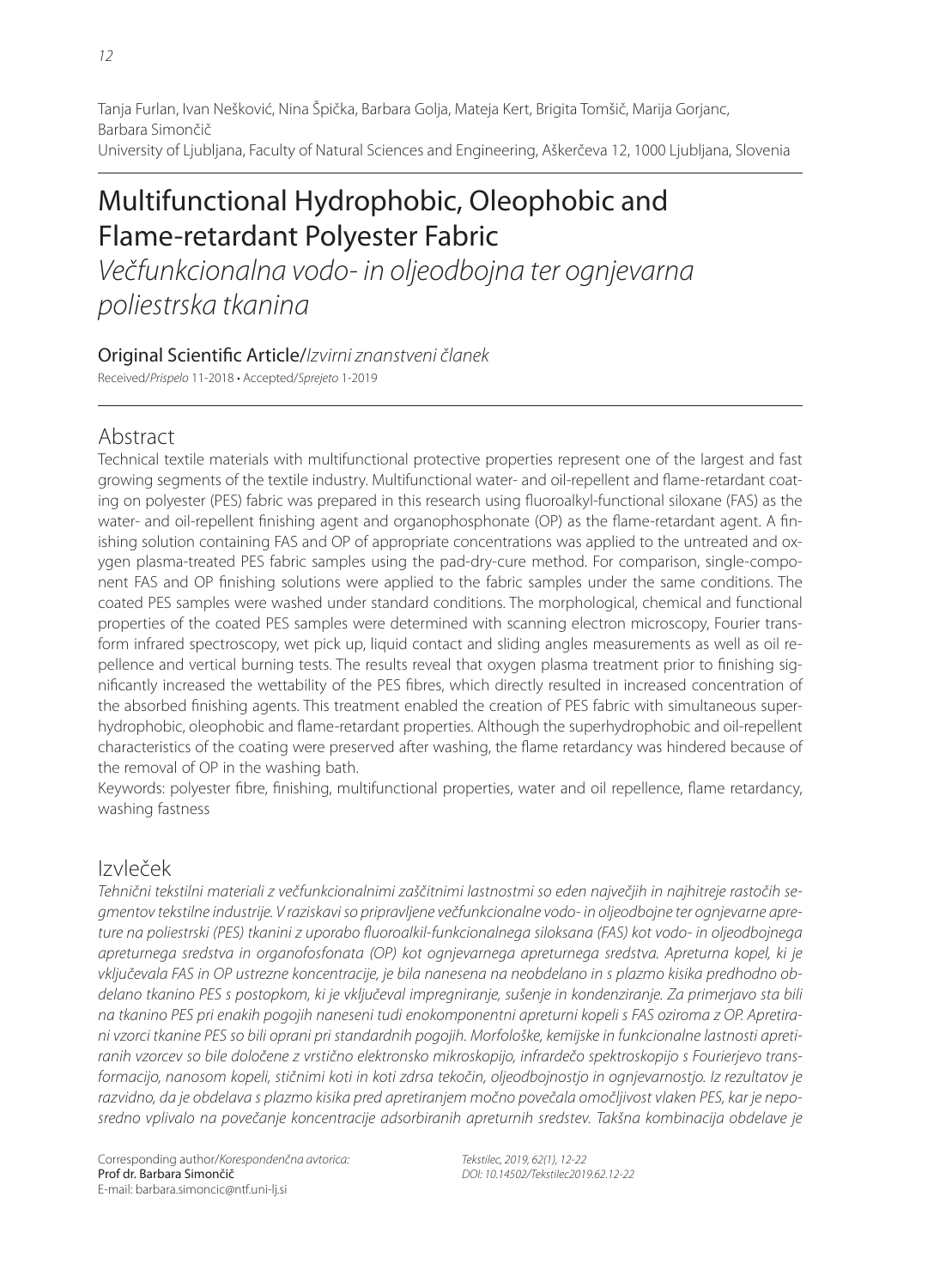Tanja Furlan, Ivan Nešković, Nina Špička, Barbara Golja, Mateja Kert, Brigita Tomšič, Marija Gorjanc, Barbara Simončič
University of Ljubljana, Faculty of Natural Sciences and Engineering, Aškerčeva 12, 1000 Ljubljana, Slovenia

# Multifunctional Hydrophobic, Oleophobic and Flame-retardant Polyester Fabric

*Večfunkcionalna vodo- in oljeodbojna ter ognjevarna poliestrska tkanina*

Original Scientific Article/*Izvirni znanstveni članek*

Received/*Prispelo* 11-2018 • Accepted/*Sprejeto* 1-2019

## Abstract

Technical textile materials with multifunctional protective properties represent one of the largest and fast growing segments of the textile industry. Multifunctional water- and oil-repellent and flame-retardant coating on polyester (PES) fabric was prepared in this research using fluoroalkyl-functional siloxane (FAS) as the water- and oil-repellent finishing agent and organophosphonate (OP) as the flame-retardant agent. A finishing solution containing FAS and OP of appropriate concentrations was applied to the untreated and oxygen plasma-treated PES fabric samples using the pad-dry-cure method. For comparison, single-component FAS and OP finishing solutions were applied to the fabric samples under the same conditions. The coated PES samples were washed under standard conditions. The morphological, chemical and functional properties of the coated PES samples were determined with scanning electron microscopy, Fourier transform infrared spectroscopy, wet pick up, liquid contact and sliding angles measurements as well as oil repellence and vertical burning tests. The results reveal that oxygen plasma treatment prior to finishing significantly increased the wettability of the PES fibres, which directly resulted in increased concentration of the absorbed finishing agents. This treatment enabled the creation of PES fabric with simultaneous superhydrophobic, oleophobic and flame-retardant properties. Although the superhydrophobic and oil-repellent characteristics of the coating were preserved after washing, the flame retardancy was hindered because of the removal of OP in the washing bath.

Keywords: polyester fibre, finishing, multifunctional properties, water and oil repellence, flame retardancy, washing fastness

## Izvleček

*Tehnični tekstilni materiali z večfunkcionalnimi zaščitnimi lastnostmi so eden največjih in najhitreje rastočih segmentov tekstilne industrije. V raziskavi so pripravljene večfunkcionalne vodo- in oljeodbojne ter ognjevarne apreture na poliestrski (PES) tkanini z uporabo fluoroalkil-funkcionalnega siloksana (FAS) kot vodo- in oljeodbojnega apreturnega sredstva in organofosfonata (OP) kot ognjevarnega apreturnega sredstva. Apreturna kopel, ki je vključevala FAS in OP ustrezne koncentracije, je bila nanesena na neobdelano in s plazmo kisika predhodno obdelano tkanino PES s postopkom, ki je vključeval impregniranje, sušenje in kondenziranje. Za primerjavo sta bili na tkanino PES pri enakih pogojih naneseni tudi enokomponentni apreturni kopeli s FAS oziroma z OP. Apretirani vzorci tkanine PES so bili oprani pri standardnih pogojih. Morfološke, kemijske in funkcionalne lastnosti apretiranih vzorcev so bile določene z vrstično elektronsko mikroskopijo, infrardečo spektroskopijo s Fourierjevo transformacijo, nanosom kopeli, stičnimi koti in koti zdrsa tekočin, oljeodbojnostjo in ognjevarnostjo. Iz rezultatov je razvidno, da je obdelava s plazmo kisika pred apretiranjem močno povečala omočljivost vlaken PES, kar je neposredno vplivalo na povečanje koncentracije adsorbiranih apreturnih sredstev. Takšna kombinacija obdelave je*

Corresponding author/*Korespondenčna avtorica:*
Prof dr. Barbara Simončič
E-mail: barbara.simoncic@ntf.uni-lj.si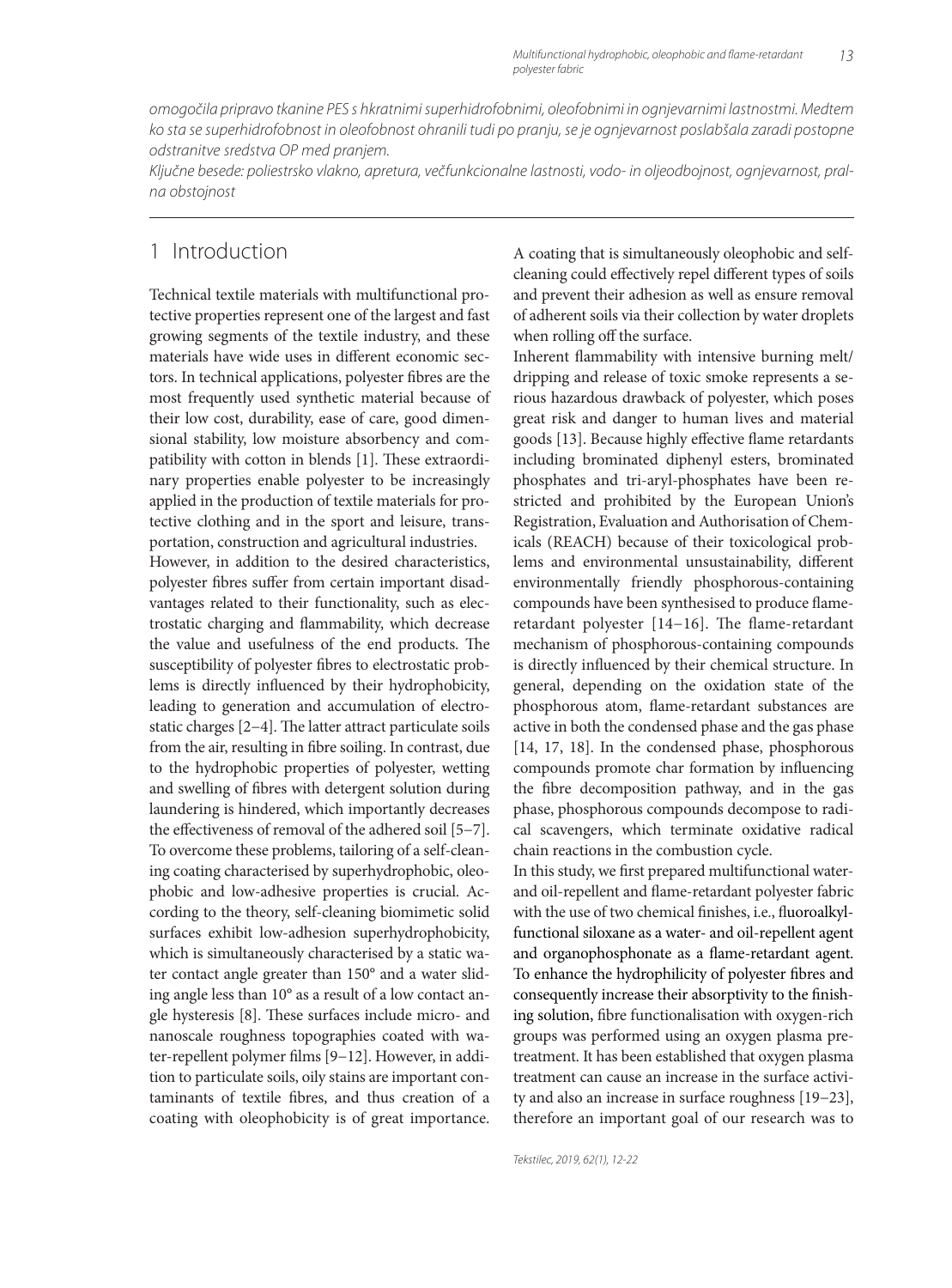*omogočila pripravo tkanine PES s hkratnimi superhidrofobnimi, oleofobnimi in ognjevarnimi lastnostmi. Medtem ko sta se superhidrofobnost in oleofobnost ohranili tudi po pranju, se je ognjevarnost poslabšala zaradi postopne odstranitve sredstva OP med pranjem.*

*Ključne besede: poliestrsko vlakno, apretura, večfunkcionalne lastnosti, vodo- in oljeodbojnost, ognjevarnost, pralna obstojnost*

## 1 Introduction

Technical textile materials with multifunctional protective properties represent one of the largest and fast growing segments of the textile industry, and these materials have wide uses in different economic sectors. In technical applications, polyester fibres are the most frequently used synthetic material because of their low cost, durability, ease of care, good dimensional stability, low moisture absorbency and compatibility with cotton in blends [1]. These extraordinary properties enable polyester to be increasingly applied in the production of textile materials for protective clothing and in the sport and leisure, transportation, construction and agricultural industries.

However, in addition to the desired characteristics, polyester fibres suffer from certain important disadvantages related to their functionality, such as electrostatic charging and flammability, which decrease the value and usefulness of the end products. The susceptibility of polyester fibres to electrostatic problems is directly influenced by their hydrophobicity, leading to generation and accumulation of electrostatic charges [2–4]. The latter attract particulate soils from the air, resulting in fibre soiling. In contrast, due to the hydrophobic properties of polyester, wetting and swelling of fibres with detergent solution during laundering is hindered, which importantly decreases the effectiveness of removal of the adhered soil [5–7]. To overcome these problems, tailoring of a self-cleaning coating characterised by superhydrophobic, oleophobic and low-adhesive properties is crucial. According to the theory, self-cleaning biomimetic solid surfaces exhibit low-adhesion superhydrophobicity, which is simultaneously characterised by a static water contact angle greater than 150° and a water sliding angle less than 10° as a result of a low contact angle hysteresis [8]. These surfaces include micro- and nanoscale roughness topographies coated with water-repellent polymer films [9–12]. However, in addition to particulate soils, oily stains are important contaminants of textile fibres, and thus creation of a coating with oleophobicity is of great importance. A coating that is simultaneously oleophobic and self-cleaning could effectively repel different types of soils and prevent their adhesion as well as ensure removal of adherent soils via their collection by water droplets when rolling off the surface.

Inherent flammability with intensive burning melt/dripping and release of toxic smoke represents a serious hazardous drawback of polyester, which poses great risk and danger to human lives and material goods [13]. Because highly effective flame retardants including brominated diphenyl esters, brominated phosphates and tri-aryl-phosphates have been restricted and prohibited by the European Union's Registration, Evaluation and Authorisation of Chemicals (REACH) because of their toxicological problems and environmental unsustainability, different environmentally friendly phosphorous-containing compounds have been synthesised to produce flame-retardant polyester [14–16]. The flame-retardant mechanism of phosphorous-containing compounds is directly influenced by their chemical structure. In general, depending on the oxidation state of the phosphorous atom, flame-retardant substances are active in both the condensed phase and the gas phase [14, 17, 18]. In the condensed phase, phosphorous compounds promote char formation by influencing the fibre decomposition pathway, and in the gas phase, phosphorous compounds decompose to radical scavengers, which terminate oxidative radical chain reactions in the combustion cycle.

In this study, we first prepared multifunctional water- and oil-repellent and flame-retardant polyester fabric with the use of two chemical finishes, i.e., fluoroalkyl-functional siloxane as a water- and oil-repellent agent and organophosphonate as a flame-retardant agent. To enhance the hydrophilicity of polyester fibres and consequently increase their absorptivity to the finishing solution, fibre functionalisation with oxygen-rich groups was performed using an oxygen plasma pretreatment. It has been established that oxygen plasma treatment can cause an increase in the surface activity and also an increase in surface roughness [19–23], therefore an important goal of our research was to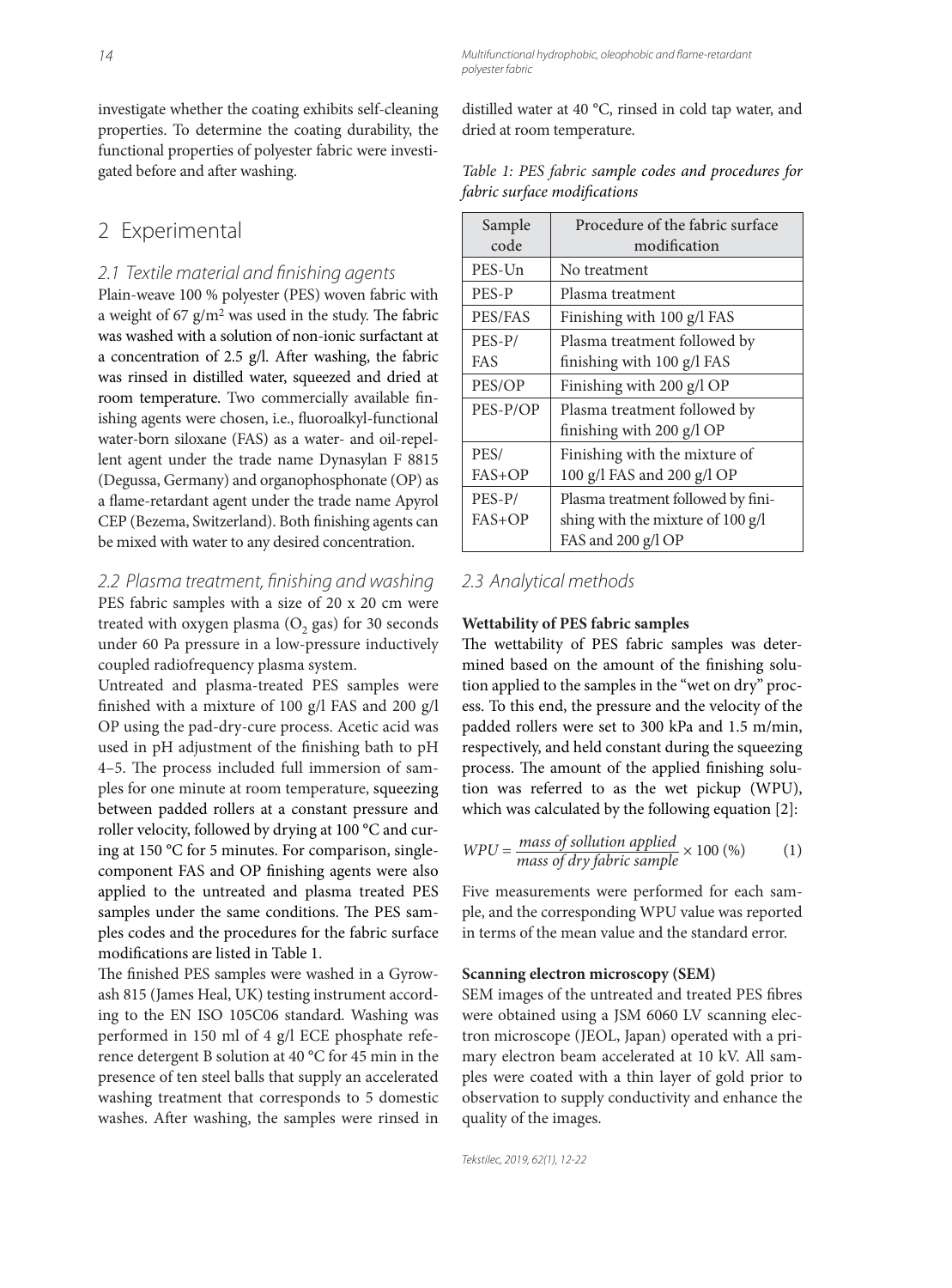investigate whether the coating exhibits self-cleaning properties. To determine the coating durability, the functional properties of polyester fabric were investigated before and after washing.

## 2 Experimental

### 2.1 Textile material and finishing agents

Plain-weave 100 % polyester (PES) woven fabric with a weight of 67 g/m$^2$ was used in the study. The fabric was washed with a solution of non-ionic surfactant at a concentration of 2.5 g/l. After washing, the fabric was rinsed in distilled water, squeezed and dried at room temperature. Two commercially available finishing agents were chosen, i.e., fluoroalkyl-functional water-born siloxane (FAS) as a water- and oil-repellent agent under the trade name Dynasylan F 8815 (Degussa, Germany) and organophosphonate (OP) as a flame-retardant agent under the trade name Apyrol CEP (Bezema, Switzerland). Both finishing agents can be mixed with water to any desired concentration.

### 2.2 Plasma treatment, finishing and washing

PES fabric samples with a size of 20 x 20 cm were treated with oxygen plasma ($O_2$ gas) for 30 seconds under 60 Pa pressure in a low-pressure inductively coupled radiofrequency plasma system.

Untreated and plasma-treated PES samples were finished with a mixture of 100 g/l FAS and 200 g/l OP using the pad-dry-cure process. Acetic acid was used in pH adjustment of the finishing bath to pH 4–5. The process included full immersion of samples for one minute at room temperature, squeezing between padded rollers at a constant pressure and roller velocity, followed by drying at 100 °C and curing at 150 °C for 5 minutes. For comparison, single-component FAS and OP finishing agents were also applied to the untreated and plasma treated PES samples under the same conditions. The PES samples codes and the procedures for the fabric surface modifications are listed in Table 1.

The finished PES samples were washed in a Gyrowash 815 (James Heal, UK) testing instrument according to the EN ISO 105C06 standard. Washing was performed in 150 ml of 4 g/l ECE phosphate reference detergent B solution at 40 °C for 45 min in the presence of ten steel balls that supply an accelerated washing treatment that corresponds to 5 domestic washes. After washing, the samples were rinsed in distilled water at 40 °C, rinsed in cold tap water, and dried at room temperature.

*Table 1: PES fabric sample codes and procedures for fabric surface modifications*

| Sample code | Procedure of the fabric surface modification |
|---|---|
| PES-Un | No treatment |
| PES-P | Plasma treatment |
| PES/FAS | Finishing with 100 g/l FAS |
| PES-P/FAS | Plasma treatment followed by finishing with 100 g/l FAS |
| PES/OP | Finishing with 200 g/l OP |
| PES-P/OP | Plasma treatment followed by finishing with 200 g/l OP |
| PES/FAS+OP | Finishing with the mixture of 100 g/l FAS and 200 g/l OP |
| PES-P/FAS+OP | Plasma treatment followed by finishing with the mixture of 100 g/l FAS and 200 g/l OP |

### 2.3 Analytical methods

**Wettability of PES fabric samples**

The wettability of PES fabric samples was determined based on the amount of the finishing solution applied to the samples in the "wet on dry" process. To this end, the pressure and the velocity of the padded rollers were set to 300 kPa and 1.5 m/min, respectively, and held constant during the squeezing process. The amount of the applied finishing solution was referred to as the wet pickup (WPU), which was calculated by the following equation [2]:

$$WPU = \frac{mass\ of\ sollution\ applied}{mass\ of\ dry\ fabric\ sample} \times 100\ (\%) \qquad (1)$$

Five measurements were performed for each sample, and the corresponding WPU value was reported in terms of the mean value and the standard error.

**Scanning electron microscopy (SEM)**

SEM images of the untreated and treated PES fibres were obtained using a JSM 6060 LV scanning electron microscope (JEOL, Japan) operated with a primary electron beam accelerated at 10 kV. All samples were coated with a thin layer of gold prior to observation to supply conductivity and enhance the quality of the images.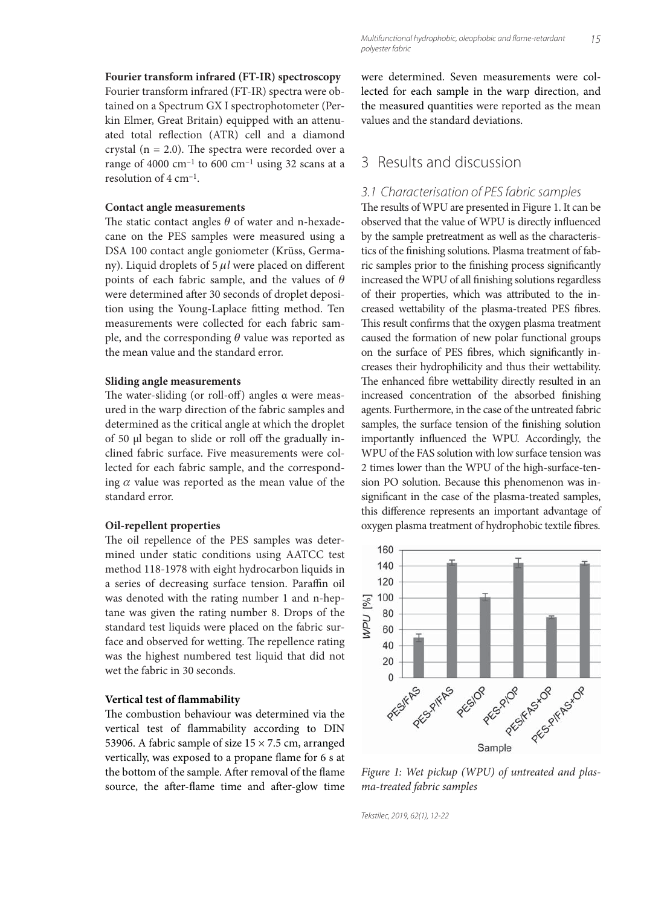**Fourier transform infrared (FT-IR) spectroscopy**

Fourier transform infrared (FT-IR) spectra were obtained on a Spectrum GX I spectrophotometer (Perkin Elmer, Great Britain) equipped with an attenuated total reflection (ATR) cell and a diamond crystal (n = 2.0). The spectra were recorded over a range of 4000 cm$^{-1}$ to 600 cm$^{-1}$ using 32 scans at a resolution of 4 cm$^{-1}$.

**Contact angle measurements**

The static contact angles $\theta$ of water and n-hexadecane on the PES samples were measured using a DSA 100 contact angle goniometer (Krüss, Germany). Liquid droplets of 5 $\mu l$ were placed on different points of each fabric sample, and the values of $\theta$ were determined after 30 seconds of droplet deposition using the Young-Laplace fitting method. Ten measurements were collected for each fabric sample, and the corresponding $\theta$ value was reported as the mean value and the standard error.

**Sliding angle measurements**

The water-sliding (or roll-off) angles α were measured in the warp direction of the fabric samples and determined as the critical angle at which the droplet of 50 µl began to slide or roll off the gradually inclined fabric surface. Five measurements were collected for each fabric sample, and the corresponding $\alpha$ value was reported as the mean value of the standard error.

**Oil-repellent properties**

The oil repellence of the PES samples was determined under static conditions using AATCC test method 118-1978 with eight hydrocarbon liquids in a series of decreasing surface tension. Paraffin oil was denoted with the rating number 1 and n-heptane was given the rating number 8. Drops of the standard test liquids were placed on the fabric surface and observed for wetting. The repellence rating was the highest numbered test liquid that did not wet the fabric in 30 seconds.

**Vertical test of flammability**

The combustion behaviour was determined via the vertical test of flammability according to DIN 53906. A fabric sample of size 15 × 7.5 cm, arranged vertically, was exposed to a propane flame for 6 s at the bottom of the sample. After removal of the flame source, the after-flame time and after-glow time were determined. Seven measurements were collected for each sample in the warp direction, and the measured quantities were reported as the mean values and the standard deviations.

## 3 Results and discussion

### 3.1 Characterisation of PES fabric samples

The results of WPU are presented in Figure 1. It can be observed that the value of WPU is directly influenced by the sample pretreatment as well as the characteristics of the finishing solutions. Plasma treatment of fabric samples prior to the finishing process significantly increased the WPU of all finishing solutions regardless of their properties, which was attributed to the increased wettability of the plasma-treated PES fibres. This result confirms that the oxygen plasma treatment caused the formation of new polar functional groups on the surface of PES fibres, which significantly increases their hydrophilicity and thus their wettability. The enhanced fibre wettability directly resulted in an increased concentration of the absorbed finishing agents. Furthermore, in the case of the untreated fabric samples, the surface tension of the finishing solution importantly influenced the WPU. Accordingly, the WPU of the FAS solution with low surface tension was 2 times lower than the WPU of the high-surface-tension PO solution. Because this phenomenon was insignificant in the case of the plasma-treated samples, this difference represents an important advantage of oxygen plasma treatment of hydrophobic textile fibres.

*Figure 1: Wet pickup (WPU) of untreated and plasma-treated fabric samples*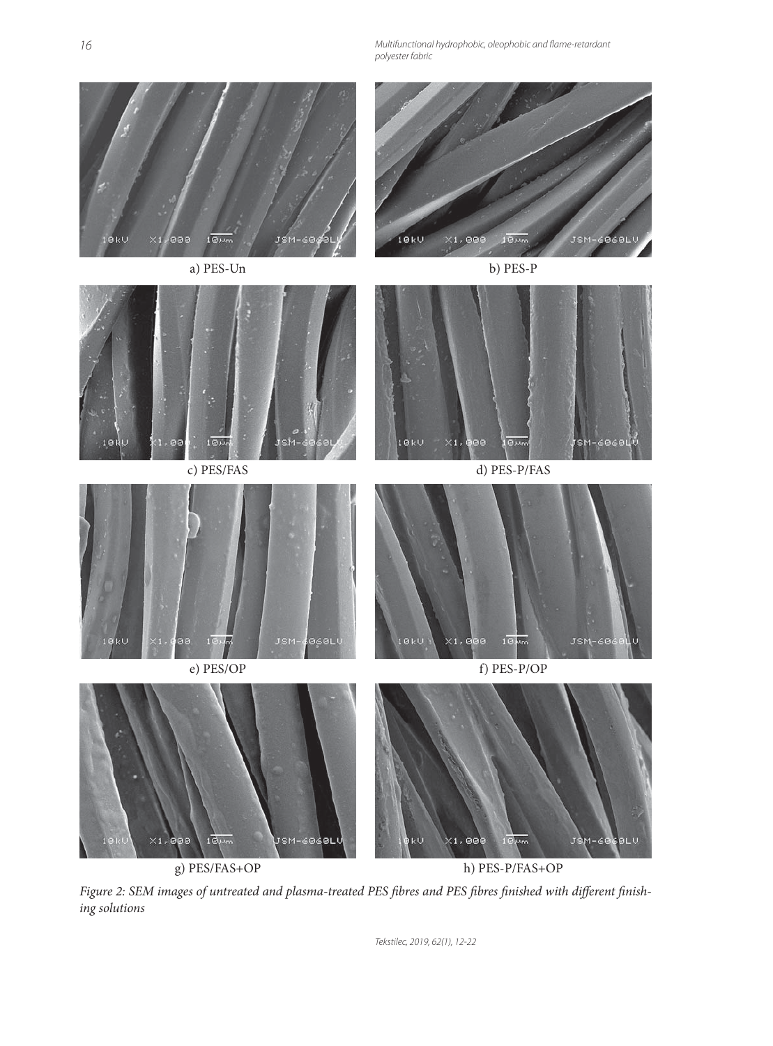a) PES-Un

b) PES-P

c) PES/FAS

d) PES-P/FAS

e) PES/OP

f) PES-P/OP

g) PES/FAS+OP

h) PES-P/FAS+OP

*Figure 2: SEM images of untreated and plasma-treated PES fibres and PES fibres finished with different finishing solutions*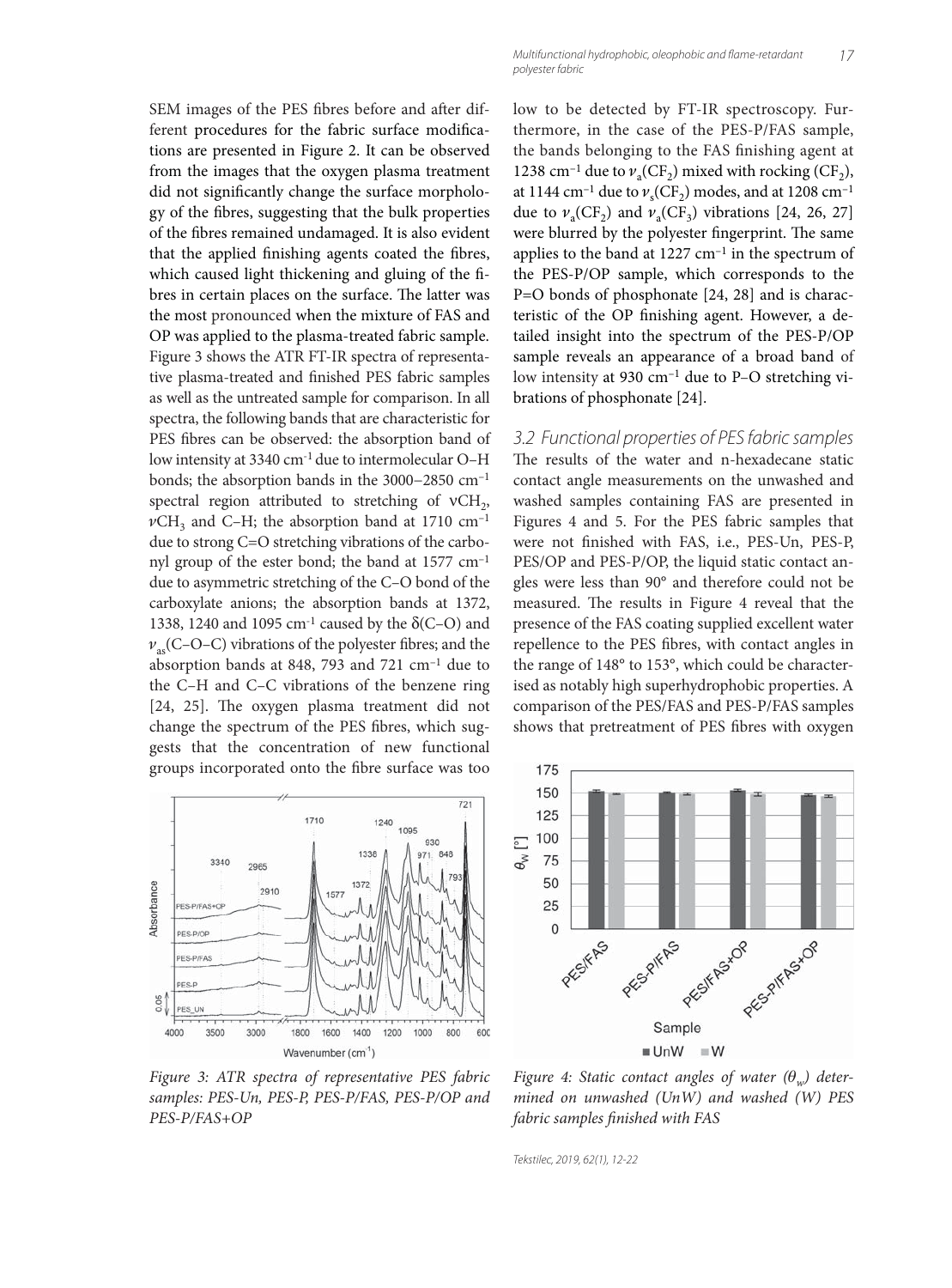SEM images of the PES fibres before and after different procedures for the fabric surface modifications are presented in Figure 2. It can be observed from the images that the oxygen plasma treatment did not significantly change the surface morphology of the fibres, suggesting that the bulk properties of the fibres remained undamaged. It is also evident that the applied finishing agents coated the fibres, which caused light thickening and gluing of the fibres in certain places on the surface. The latter was the most pronounced when the mixture of FAS and OP was applied to the plasma-treated fabric sample. Figure 3 shows the ATR FT-IR spectra of representative plasma-treated and finished PES fabric samples as well as the untreated sample for comparison. In all spectra, the following bands that are characteristic for PES fibres can be observed: the absorption band of low intensity at 3340 cm$^{-1}$ due to intermolecular O–H bonds; the absorption bands in the 3000–2850 cm$^{-1}$ spectral region attributed to stretching of $\nu CH_2$, $\nu CH_3$ and C–H; the absorption band at 1710 cm$^{-1}$ due to strong C=O stretching vibrations of the carbonyl group of the ester bond; the band at 1577 cm$^{-1}$ due to asymmetric stretching of the C–O bond of the carboxylate anions; the absorption bands at 1372, 1338, 1240 and 1095 cm$^{-1}$ caused by the $\delta$(C–O) and $\nu_{as}$(C–O–C) vibrations of the polyester fibres; and the absorption bands at 848, 793 and 721 cm$^{-1}$ due to the C–H and C–C vibrations of the benzene ring [24, 25]. The oxygen plasma treatment did not change the spectrum of the PES fibres, which suggests that the concentration of new functional groups incorporated onto the fibre surface was too low to be detected by FT-IR spectroscopy. Furthermore, in the case of the PES-P/FAS sample, the bands belonging to the FAS finishing agent at 1238 cm$^{-1}$ due to $\nu_a(CF_2)$ mixed with rocking ($CF_2$), at 1144 cm$^{-1}$ due to $\nu_s(CF_2)$ modes, and at 1208 cm$^{-1}$ due to $\nu_a(CF_2)$ and $\nu_a(CF_3)$ vibrations [24, 26, 27] were blurred by the polyester fingerprint. The same applies to the band at 1227 cm$^{-1}$ in the spectrum of the PES-P/OP sample, which corresponds to the P=O bonds of phosphonate [24, 28] and is characteristic of the OP finishing agent. However, a detailed insight into the spectrum of the PES-P/OP sample reveals an appearance of a broad band of low intensity at 930 cm$^{-1}$ due to P–O stretching vibrations of phosphonate [24].

*Figure 3: ATR spectra of representative PES fabric samples: PES-Un, PES-P, PES-P/FAS, PES-P/OP and PES-P/FAS+OP*

### 3.2 Functional properties of PES fabric samples

The results of the water and n-hexadecane static contact angle measurements on the unwashed and washed samples containing FAS are presented in Figures 4 and 5. For the PES fabric samples that were not finished with FAS, i.e., PES-Un, PES-P, PES/OP and PES-P/OP, the liquid static contact angles were less than 90° and therefore could not be measured. The results in Figure 4 reveal that the presence of the FAS coating supplied excellent water repellence to the PES fibres, with contact angles in the range of 148° to 153°, which could be characterised as notably high superhydrophobic properties. A comparison of the PES/FAS and PES-P/FAS samples shows that pretreatment of PES fibres with oxygen

*Figure 4: Static contact angles of water ($\theta_w$) determined on unwashed (UnW) and washed (W) PES fabric samples finished with FAS*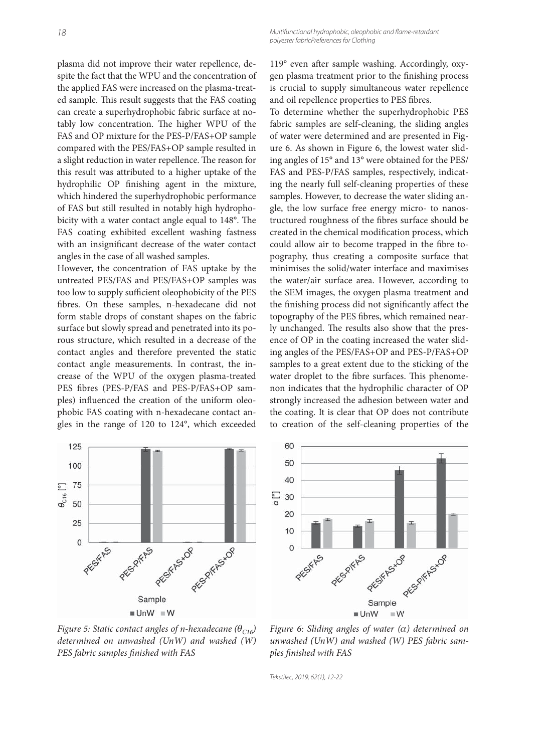plasma did not improve their water repellence, despite the fact that the WPU and the concentration of the applied FAS were increased on the plasma-treated sample. This result suggests that the FAS coating can create a superhydrophobic fabric surface at notably low concentration. The higher WPU of the FAS and OP mixture for the PES-P/FAS+OP sample compared with the PES/FAS+OP sample resulted in a slight reduction in water repellence. The reason for this result was attributed to a higher uptake of the hydrophilic OP finishing agent in the mixture, which hindered the superhydrophobic performance of FAS but still resulted in notably high hydrophobicity with a water contact angle equal to 148°. The FAS coating exhibited excellent washing fastness with an insignificant decrease of the water contact angles in the case of all washed samples.

However, the concentration of FAS uptake by the untreated PES/FAS and PES/FAS+OP samples was too low to supply sufficient oleophobicity of the PES fibres. On these samples, n-hexadecane did not form stable drops of constant shapes on the fabric surface but slowly spread and penetrated into its porous structure, which resulted in a decrease of the contact angles and therefore prevented the static contact angle measurements. In contrast, the increase of the WPU of the oxygen plasma-treated PES fibres (PES-P/FAS and PES-P/FAS+OP samples) influenced the creation of the uniform oleophobic FAS coating with n-hexadecane contact angles in the range of 120 to 124°, which exceeded 119° even after sample washing. Accordingly, oxygen plasma treatment prior to the finishing process is crucial to supply simultaneous water repellence and oil repellence properties to PES fibres.

To determine whether the superhydrophobic PES fabric samples are self-cleaning, the sliding angles of water were determined and are presented in Figure 6. As shown in Figure 6, the lowest water sliding angles of 15° and 13° were obtained for the PES/FAS and PES-P/FAS samples, respectively, indicating the nearly full self-cleaning properties of these samples. However, to decrease the water sliding angle, the low surface free energy micro- to nanostructured roughness of the fibres surface should be created in the chemical modification process, which could allow air to become trapped in the fibre topography, thus creating a composite surface that minimises the solid/water interface and maximises the water/air surface area. However, according to the SEM images, the oxygen plasma treatment and the finishing process did not significantly affect the topography of the PES fibres, which remained nearly unchanged. The results also show that the presence of OP in the coating increased the water sliding angles of the PES/FAS+OP and PES-P/FAS+OP samples to a great extent due to the sticking of the water droplet to the fibre surfaces. This phenomenon indicates that the hydrophilic character of OP strongly increased the adhesion between water and the coating. It is clear that OP does not contribute to creation of the self-cleaning properties of the

*Figure 5: Static contact angles of n-hexadecane ($\theta_{C16}$) determined on unwashed (UnW) and washed (W) PES fabric samples finished with FAS*

*Figure 6: Sliding angles of water ($\alpha$) determined on unwashed (UnW) and washed (W) PES fabric samples finished with FAS*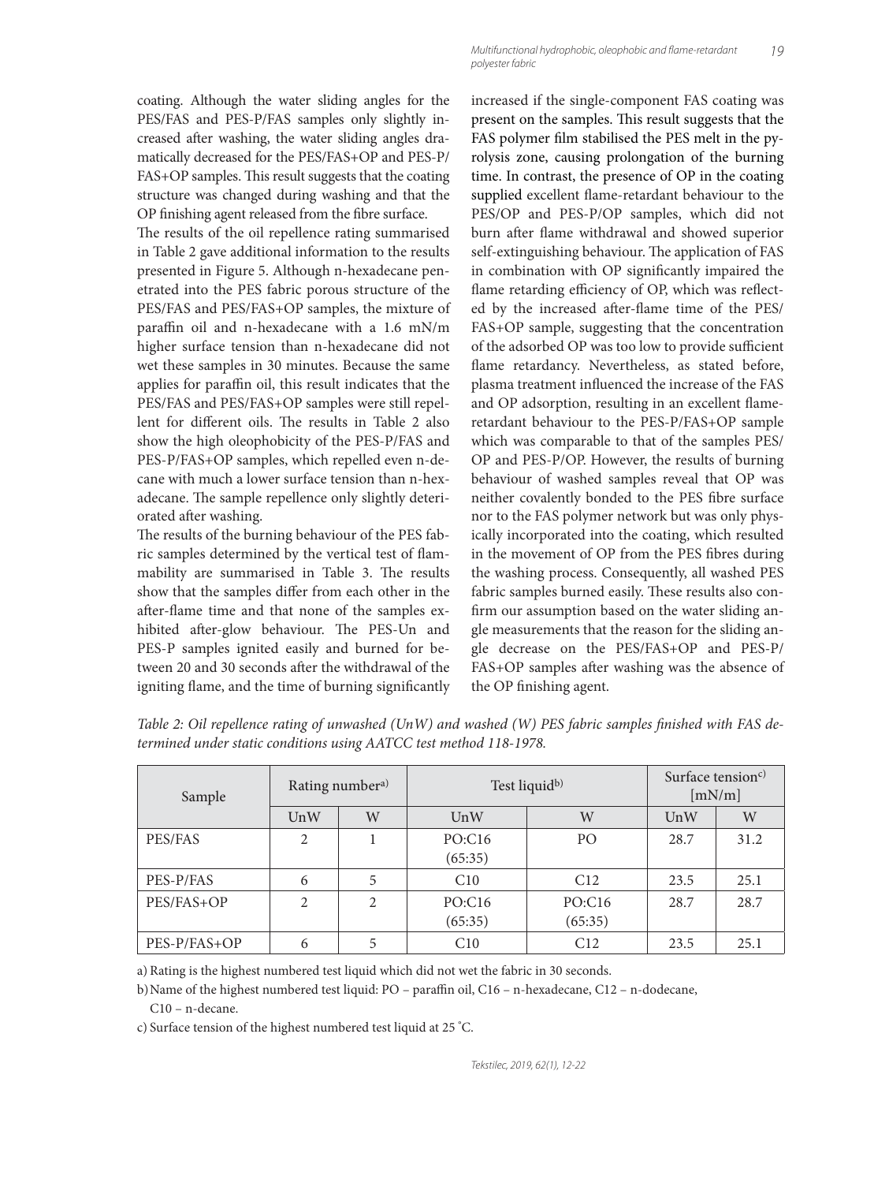coating. Although the water sliding angles for the PES/FAS and PES-P/FAS samples only slightly increased after washing, the water sliding angles dramatically decreased for the PES/FAS+OP and PES-P/FAS+OP samples. This result suggests that the coating structure was changed during washing and that the OP finishing agent released from the fibre surface.

The results of the oil repellence rating summarised in Table 2 gave additional information to the results presented in Figure 5. Although n-hexadecane penetrated into the PES fabric porous structure of the PES/FAS and PES/FAS+OP samples, the mixture of paraffin oil and n-hexadecane with a 1.6 mN/m higher surface tension than n-hexadecane did not wet these samples in 30 minutes. Because the same applies for paraffin oil, this result indicates that the PES/FAS and PES/FAS+OP samples were still repellent for different oils. The results in Table 2 also show the high oleophobicity of the PES-P/FAS and PES-P/FAS+OP samples, which repelled even n-decane with much a lower surface tension than n-hexadecane. The sample repellence only slightly deteriorated after washing.

The results of the burning behaviour of the PES fabric samples determined by the vertical test of flammability are summarised in Table 3. The results show that the samples differ from each other in the after-flame time and that none of the samples exhibited after-glow behaviour. The PES-Un and PES-P samples ignited easily and burned for between 20 and 30 seconds after the withdrawal of the igniting flame, and the time of burning significantly increased if the single-component FAS coating was present on the samples. This result suggests that the FAS polymer film stabilised the PES melt in the pyrolysis zone, causing prolongation of the burning time. In contrast, the presence of OP in the coating supplied excellent flame-retardant behaviour to the PES/OP and PES-P/OP samples, which did not burn after flame withdrawal and showed superior self-extinguishing behaviour. The application of FAS in combination with OP significantly impaired the flame retarding efficiency of OP, which was reflected by the increased after-flame time of the PES/FAS+OP sample, suggesting that the concentration of the adsorbed OP was too low to provide sufficient flame retardancy. Nevertheless, as stated before, plasma treatment influenced the increase of the FAS and OP adsorption, resulting in an excellent flame-retardant behaviour to the PES-P/FAS+OP sample which was comparable to that of the samples PES/OP and PES-P/OP. However, the results of burning behaviour of washed samples reveal that OP was neither covalently bonded to the PES fibre surface nor to the FAS polymer network but was only physically incorporated into the coating, which resulted in the movement of OP from the PES fibres during the washing process. Consequently, all washed PES fabric samples burned easily. These results also confirm our assumption based on the water sliding angle measurements that the reason for the sliding angle decrease on the PES/FAS+OP and PES-P/FAS+OP samples after washing was the absence of the OP finishing agent.

*Table 2: Oil repellence rating of unwashed (UnW) and washed (W) PES fabric samples finished with FAS determined under static conditions using AATCC test method 118-1978.*

| Sample | Rating number[a)] | | Test liquid[b)] | | Surface tension[c)] [mN/m] | |
|---|---|---|---|---|---|---|
| | UnW | W | UnW | W | UnW | W |
| PES/FAS | 2 | 1 | PO:C16 (65:35) | PO | 28.7 | 31.2 |
| PES-P/FAS | 6 | 5 | C10 | C12 | 23.5 | 25.1 |
| PES/FAS+OP | 2 | 2 | PO:C16 (65:35) | PO:C16 (65:35) | 28.7 | 28.7 |
| PES-P/FAS+OP | 6 | 5 | C10 | C12 | 23.5 | 25.1 |

a) Rating is the highest numbered test liquid which did not wet the fabric in 30 seconds.

b) Name of the highest numbered test liquid: PO – paraffin oil, C16 – n-hexadecane, C12 – n-dodecane, C10 – n-decane.

c) Surface tension of the highest numbered test liquid at 25 °C.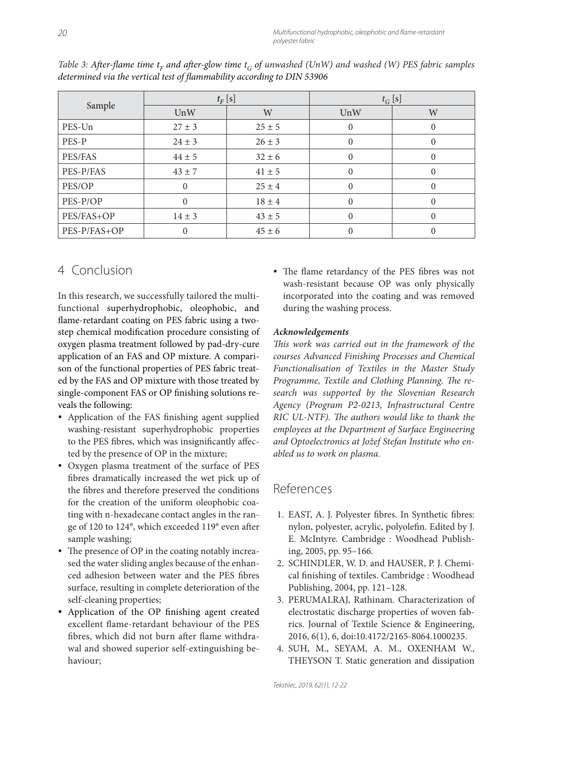*Table 3: After-flame time $t_F$ and after-glow time $t_G$ of unwashed (UnW) and washed (W) PES fabric samples determined via the vertical test of flammability according to DIN 53906*

| Sample | $t_F$ [s] | | $t_G$ [s] | |
|---|---|---|---|---|
| | UnW | W | UnW | W |
| PES-Un | 27 ± 3 | 25 ± 5 | 0 | 0 |
| PES-P | 24 ± 3 | 26 ± 3 | 0 | 0 |
| PES/FAS | 44 ± 5 | 32 ± 6 | 0 | 0 |
| PES-P/FAS | 43 ± 7 | 41 ± 5 | 0 | 0 |
| PES/OP | 0 | 25 ± 4 | 0 | 0 |
| PES-P/OP | 0 | 18 ± 4 | 0 | 0 |
| PES/FAS+OP | 14 ± 3 | 43 ± 5 | 0 | 0 |
| PES-P/FAS+OP | 0 | 45 ± 6 | 0 | 0 |

## 4 Conclusion

In this research, we successfully tailored the multifunctional superhydrophobic, oleophobic, and flame-retardant coating on PES fabric using a two-step chemical modification procedure consisting of oxygen plasma treatment followed by pad-dry-cure application of an FAS and OP mixture. A comparison of the functional properties of PES fabric treated by the FAS and OP mixture with those treated by single-component FAS or OP finishing solutions reveals the following:

- Application of the FAS finishing agent supplied washing-resistant superhydrophobic properties to the PES fibres, which was insignificantly affected by the presence of OP in the mixture;
- Oxygen plasma treatment of the surface of PES fibres dramatically increased the wet pick up of the fibres and therefore preserved the conditions for the creation of the uniform oleophobic coating with n-hexadecane contact angles in the range of 120 to 124°, which exceeded 119° even after sample washing;
- The presence of OP in the coating notably increased the water sliding angles because of the enhanced adhesion between water and the PES fibres surface, resulting in complete deterioration of the self-cleaning properties;
- Application of the OP finishing agent created excellent flame-retardant behaviour of the PES fibres, which did not burn after flame withdrawal and showed superior self-extinguishing behaviour;
- The flame retardancy of the PES fibres was not wash-resistant because OP was only physically incorporated into the coating and was removed during the washing process.

***Acknowledgements***

*This work was carried out in the framework of the courses Advanced Finishing Processes and Chemical Functionalisation of Textiles in the Master Study Programme, Textile and Clothing Planning. The research was supported by the Slovenian Research Agency (Program P2-0213, Infrastructural Centre RIC UL-NTF). The authors would like to thank the employees at the Department of Surface Engineering and Optoelectronics at Jožef Stefan Institute who enabled us to work on plasma.*

## References

1. EAST, A. J. Polyester fibres. In Synthetic fibres: nylon, polyester, acrylic, polyolefin. Edited by J. E. McIntyre. Cambridge : Woodhead Publishing, 2005, pp. 95–166.
2. SCHINDLER, W. D. and HAUSER, P. J. Chemical finishing of textiles. Cambridge : Woodhead Publishing, 2004, pp. 121–128.
3. PERUMALRAJ, Rathinam. Characterization of electrostatic discharge properties of woven fabrics. Journal of Textile Science & Engineering, 2016, 6(1), 6, doi:10.4172/2165-8064.1000235.
4. SUH, M., SEYAM, A. M., OXENHAM W., THEYSON T. Static generation and dissipation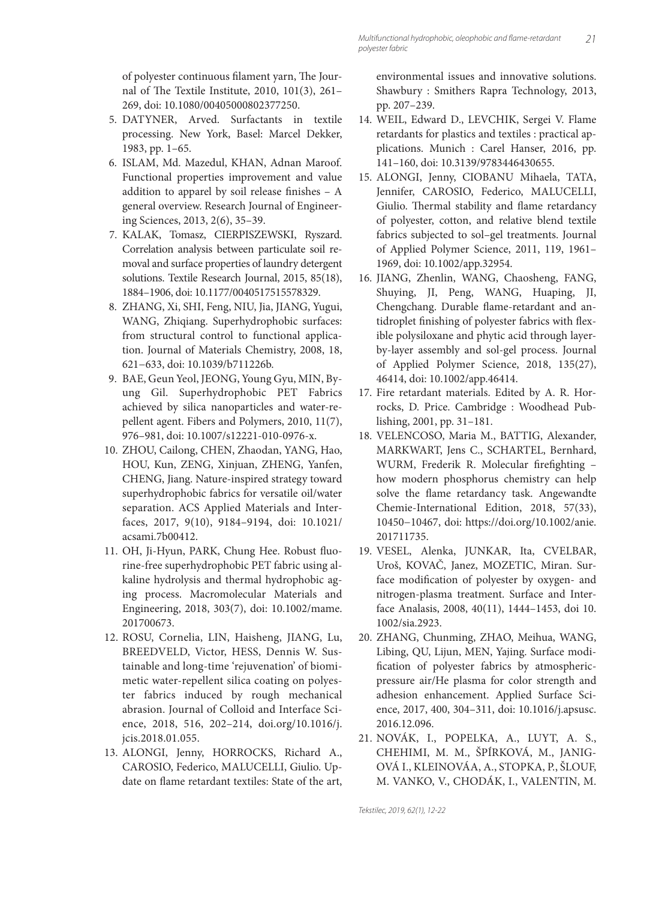of polyester continuous filament yarn, The Journal of The Textile Institute, 2010, 101(3), 261–269, doi: 10.1080/00405000802377250.

5. DATYNER, Arved. Surfactants in textile processing. New York, Basel: Marcel Dekker, 1983, pp. 1–65.
6. ISLAM, Md. Mazedul, KHAN, Adnan Maroof. Functional properties improvement and value addition to apparel by soil release finishes – A general overview. Research Journal of Engineering Sciences, 2013, 2(6), 35–39.
7. KALAK, Tomasz, CIERPISZEWSKI, Ryszard. Correlation analysis between particulate soil removal and surface properties of laundry detergent solutions. Textile Research Journal, 2015, 85(18), 1884–1906, doi: 10.1177/0040517515578329.
8. ZHANG, Xi, SHI, Feng, NIU, Jia, JIANG, Yugui, WANG, Zhiqiang. Superhydrophobic surfaces: from structural control to functional application. Journal of Materials Chemistry, 2008, 18, 621–633, doi: 10.1039/b711226b.
9. BAE, Geun Yeol, JEONG, Young Gyu, MIN, Byung Gil. Superhydrophobic PET Fabrics achieved by silica nanoparticles and water-repellent agent. Fibers and Polymers, 2010, 11(7), 976–981, doi: 10.1007/s12221-010-0976-x.
10. ZHOU, Cailong, CHEN, Zhaodan, YANG, Hao, HOU, Kun, ZENG, Xinjuan, ZHENG, Yanfen, CHENG, Jiang. Nature-inspired strategy toward superhydrophobic fabrics for versatile oil/water separation. ACS Applied Materials and Interfaces, 2017, 9(10), 9184–9194, doi: 10.1021/acsami.7b00412.
11. OH, Ji-Hyun, PARK, Chung Hee. Robust fluorine-free superhydrophobic PET fabric using alkaline hydrolysis and thermal hydrophobic aging process. Macromolecular Materials and Engineering, 2018, 303(7), doi: 10.1002/mame.201700673.
12. ROSU, Cornelia, LIN, Haisheng, JIANG, Lu, BREEDVELD, Victor, HESS, Dennis W. Sustainable and long-time 'rejuvenation' of biomimetic water-repellent silica coating on polyester fabrics induced by rough mechanical abrasion. Journal of Colloid and Interface Science, 2018, 516, 202–214, doi.org/10.1016/j.jcis.2018.01.055.
13. ALONGI, Jenny, HORROCKS, Richard A., CAROSIO, Federico, MALUCELLI, Giulio. Update on flame retardant textiles: State of the art, environmental issues and innovative solutions. Shawbury : Smithers Rapra Technology, 2013, pp. 207–239.
14. WEIL, Edward D., LEVCHIK, Sergei V. Flame retardants for plastics and textiles : practical applications. Munich : Carel Hanser, 2016, pp. 141–160, doi: 10.3139/9783446430655.
15. ALONGI, Jenny, CIOBANU Mihaela, TATA, Jennifer, CAROSIO, Federico, MALUCELLI, Giulio. Thermal stability and flame retardancy of polyester, cotton, and relative blend textile fabrics subjected to sol–gel treatments. Journal of Applied Polymer Science, 2011, 119, 1961–1969, doi: 10.1002/app.32954.
16. JIANG, Zhenlin, WANG, Chaosheng, FANG, Shuying, JI, Peng, WANG, Huaping, JI, Chengchang. Durable flame-retardant and antidroplet finishing of polyester fabrics with flexible polysiloxane and phytic acid through layer-by-layer assembly and sol-gel process. Journal of Applied Polymer Science, 2018, 135(27), 46414, doi: 10.1002/app.46414.
17. Fire retardant materials. Edited by A. R. Horrocks, D. Price. Cambridge : Woodhead Publishing, 2001, pp. 31–181.
18. VELENCOSO, Maria M., BATTIG, Alexander, MARKWART, Jens C., SCHARTEL, Bernhard, WURM, Frederik R. Molecular firefighting – how modern phosphorus chemistry can help solve the flame retardancy task. Angewandte Chemie-International Edition, 2018, 57(33), 10450−10467, doi: https://doi.org/10.1002/anie.201711735.
19. VESEL, Alenka, JUNKAR, Ita, CVELBAR, Uroš, KOVAČ, Janez, MOZETIC, Miran. Surface modification of polyester by oxygen- and nitrogen-plasma treatment. Surface and Interface Analasis, 2008, 40(11), 1444–1453, doi 10.1002/sia.2923.
20. ZHANG, Chunming, ZHAO, Meihua, WANG, Libing, QU, Lijun, MEN, Yajing. Surface modification of polyester fabrics by atmospheric-pressure air/He plasma for color strength and adhesion enhancement. Applied Surface Science, 2017, 400, 304–311, doi: 10.1016/j.apsusc.2016.12.096.
21. NOVÁK, I., POPELKA, A., LUYT, A. S., CHEHIMI, M. M., ŠPÍRKOVÁ, M., JANIGOVÁ I., KLEINOVÁA, A., STOPKA, P., ŠLOUF, M. VANKO, V., CHODÁK, I., VALENTIN, M.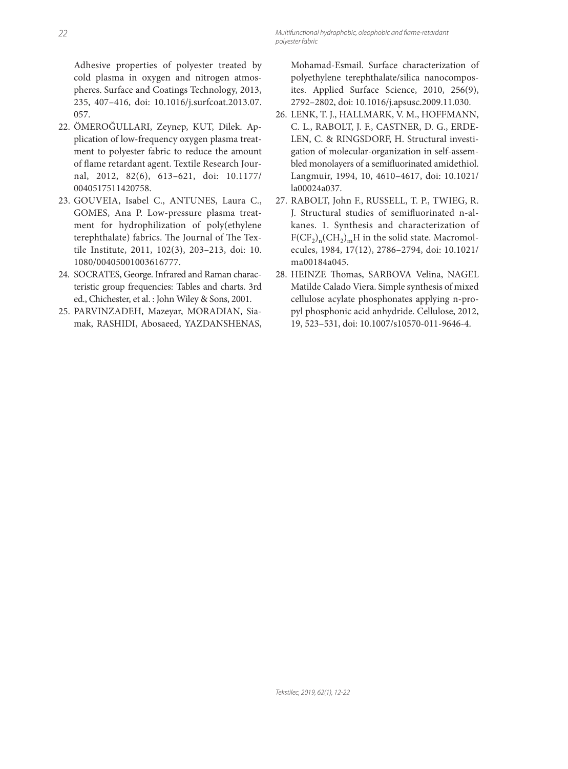Adhesive properties of polyester treated by cold plasma in oxygen and nitrogen atmospheres. Surface and Coatings Technology, 2013, 235, 407–416, doi: 10.1016/j.surfcoat.2013.07.057.

22. ÖMEROĞULLARI, Zeynep, KUT, Dilek. Application of low-frequency oxygen plasma treatment to polyester fabric to reduce the amount of flame retardant agent. Textile Research Journal, 2012, 82(6), 613–621, doi: 10.1177/0040517511420758.
23. GOUVEIA, Isabel C., ANTUNES, Laura C., GOMES, Ana P. Low-pressure plasma treatment for hydrophilization of poly(ethylene terephthalate) fabrics. The Journal of The Textile Institute, 2011, 102(3), 203–213, doi: 10.1080/00405001003616777.
24. SOCRATES, George. Infrared and Raman characteristic group frequencies: Tables and charts. 3rd ed., Chichester, et al. : John Wiley & Sons, 2001.
25. PARVINZADEH, Mazeyar, MORADIAN, Siamak, RASHIDI, Abosaeed, YAZDANSHENAS, Mohamad-Esmail. Surface characterization of polyethylene terephthalate/silica nanocomposites. Applied Surface Science, 2010, 256(9), 2792–2802, doi: 10.1016/j.apsusc.2009.11.030.
26. LENK, T. J., HALLMARK, V. M., HOFFMANN, C. L., RABOLT, J. F., CASTNER, D. G., ERDELEN, C. & RINGSDORF, H. Structural investigation of molecular-organization in self-assembled monolayers of a semifluorinated amidethiol. Langmuir, 1994, 10, 4610–4617, doi: 10.1021/la00024a037.
27. RABOLT, John F., RUSSELL, T. P., TWIEG, R. J. Structural studies of semifluorinated n-alkanes. 1. Synthesis and characterization of $F(CF_2)_n(CH_2)_mH$ in the solid state. Macromolecules, 1984, 17(12), 2786–2794, doi: 10.1021/ma00184a045.
28. HEINZE Thomas, SARBOVA Velina, NAGEL Matilde Calado Viera. Simple synthesis of mixed cellulose acylate phosphonates applying n-propyl phosphonic acid anhydride. Cellulose, 2012, 19, 523–531, doi: 10.1007/s10570-011-9646-4.